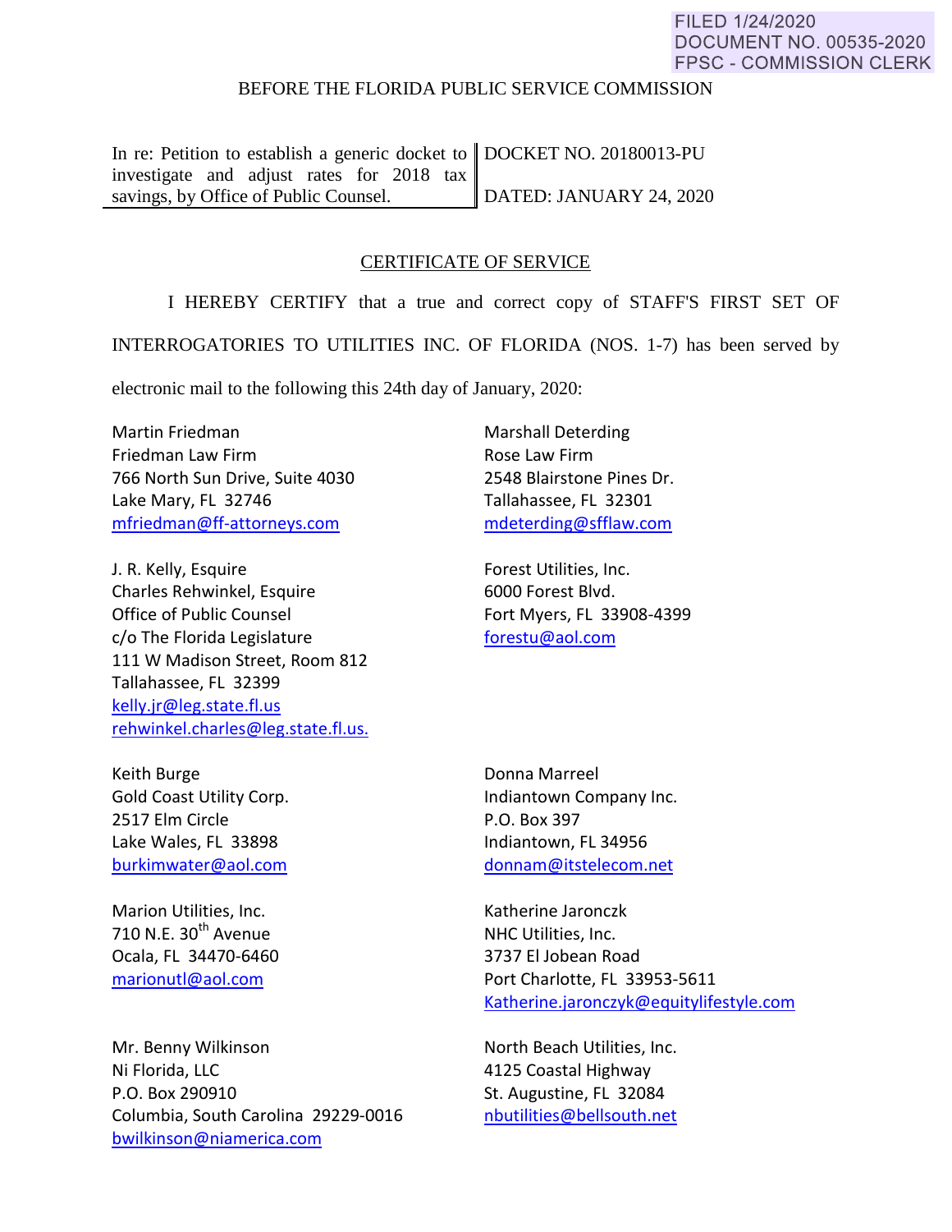FILED 1/24/2020
DOCUMENT NO. 00535-2020
FPSC - COMMISSION CLERK

BEFORE THE FLORIDA PUBLIC SERVICE COMMISSION

| In re: Petition to establish a generic docket to investigate and adjust rates for 2018 tax savings, by Office of Public Counsel. | DOCKET NO. 20180013-PU<br><br>DATED: JANUARY 24, 2020 |
|---|---|

## CERTIFICATE OF SERVICE

I HEREBY CERTIFY that a true and correct copy of STAFF'S FIRST SET OF INTERROGATORIES TO UTILITIES INC. OF FLORIDA (NOS. 1-7) has been served by electronic mail to the following this 24th day of January, 2020:

Martin Friedman
Friedman Law Firm
766 North Sun Drive, Suite 4030
Lake Mary, FL 32746
mfriedman@ff-attorneys.com

Marshall Deterding
Rose Law Firm
2548 Blairstone Pines Dr.
Tallahassee, FL 32301
mdeterding@sfflaw.com

J. R. Kelly, Esquire
Charles Rehwinkel, Esquire
Office of Public Counsel
c/o The Florida Legislature
111 W Madison Street, Room 812
Tallahassee, FL 32399
kelly.jr@leg.state.fl.us
rehwinkel.charles@leg.state.fl.us.

Forest Utilities, Inc.
6000 Forest Blvd.
Fort Myers, FL 33908-4399
forestu@aol.com

Keith Burge
Gold Coast Utility Corp.
2517 Elm Circle
Lake Wales, FL 33898
burkimwater@aol.com

Donna Marreel
Indiantown Company Inc.
P.O. Box 397
Indiantown, FL 34956
donnam@itstelecom.net

Marion Utilities, Inc.
710 N.E. 30th Avenue
Ocala, FL 34470-6460
marionutl@aol.com

Katherine Jaronczk
NHC Utilities, Inc.
3737 El Jobean Road
Port Charlotte, FL 33953-5611
Katherine.jaronczyk@equitylifestyle.com

Mr. Benny Wilkinson
Ni Florida, LLC
P.O. Box 290910
Columbia, South Carolina 29229-0016
bwilkinson@niamerica.com

North Beach Utilities, Inc.
4125 Coastal Highway
St. Augustine, FL 32084
nbutilities@bellsouth.net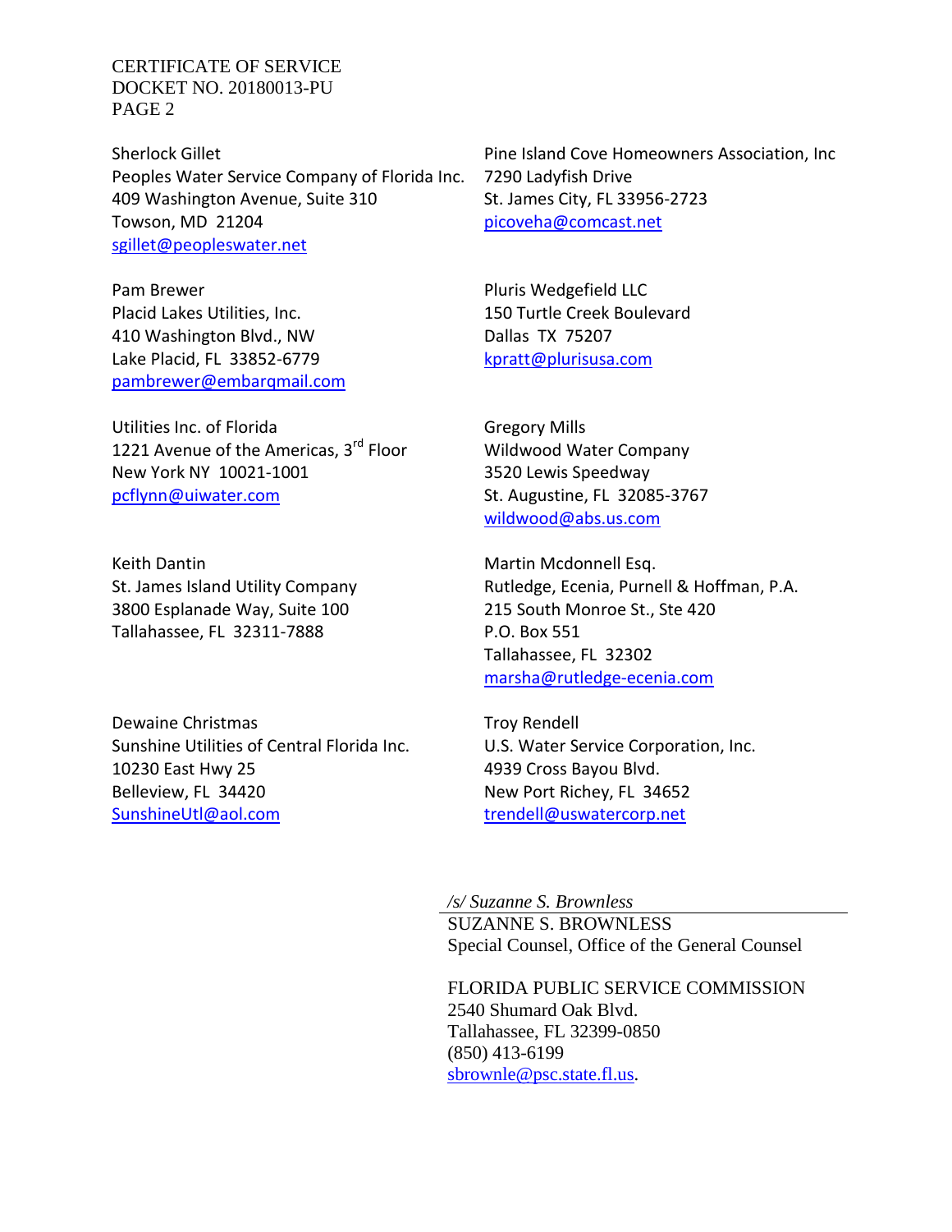Sherlock Gillet
Peoples Water Service Company of Florida Inc.
409 Washington Avenue, Suite 310
Towson, MD 21204
sgillet@peopleswater.net

Pam Brewer
Placid Lakes Utilities, Inc.
410 Washington Blvd., NW
Lake Placid, FL 33852-6779
pambrewer@embarqmail.com

Utilities Inc. of Florida
1221 Avenue of the Americas, 3rd Floor
New York NY 10021-1001
pcflynn@uiwater.com

Keith Dantin
St. James Island Utility Company
3800 Esplanade Way, Suite 100
Tallahassee, FL 32311-7888

Dewaine Christmas
Sunshine Utilities of Central Florida Inc.
10230 East Hwy 25
Belleview, FL 34420
SunshineUtl@aol.com

Pine Island Cove Homeowners Association, Inc
7290 Ladyfish Drive
St. James City, FL 33956-2723
picoveha@comcast.net

Pluris Wedgefield LLC
150 Turtle Creek Boulevard
Dallas TX 75207
kpratt@plurisusa.com

Gregory Mills
Wildwood Water Company
3520 Lewis Speedway
St. Augustine, FL 32085-3767
wildwood@abs.us.com

Martin Mcdonnell Esq.
Rutledge, Ecenia, Purnell & Hoffman, P.A.
215 South Monroe St., Ste 420
P.O. Box 551
Tallahassee, FL 32302
marsha@rutledge-ecenia.com

Troy Rendell
U.S. Water Service Corporation, Inc.
4939 Cross Bayou Blvd.
New Port Richey, FL 34652
trendell@uswatercorp.net

*/s/ Suzanne S. Brownless*
SUZANNE S. BROWNLESS
Special Counsel, Office of the General Counsel

FLORIDA PUBLIC SERVICE COMMISSION
2540 Shumard Oak Blvd.
Tallahassee, FL 32399-0850
(850) 413-6199
sbrownle@psc.state.fl.us.